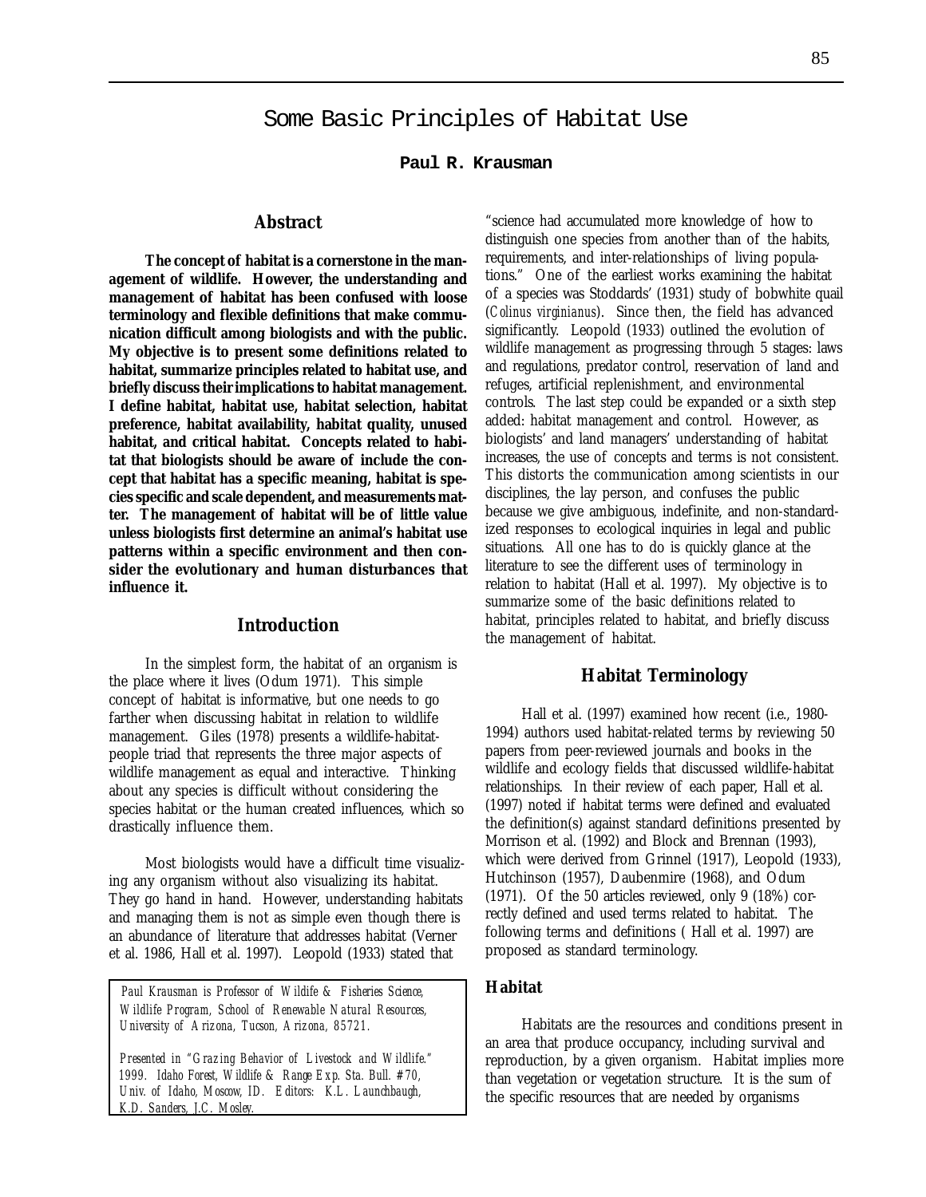# Some Basic Principles of Habitat Use

**Paul R. Krausman**

## Abstract

**The concept of habitat is a cornerstone in the management of wildlife. However, the understanding and management of habitat has been confused with loose terminology and flexible definitions that make communication difficult among biologists and with the public. My objective is to present some definitions related to habitat, summarize principles related to habitat use, and briefly discuss their implications to habitat management. I define habitat, habitat use, habitat selection, habitat preference, habitat availability, habitat quality, unused habitat, and critical habitat. Concepts related to habitat that biologists should be aware of include the concept that habitat has a specific meaning, habitat is species specific and scale dependent, and measurements matter. The management of habitat will be of little value unless biologists first determine an animal's habitat use patterns within a specific environment and then consider the evolutionary and human disturbances that influence it.**

## Introduction

In the simplest form, the habitat of an organism is the place where it lives (Odum 1971). This simple concept of habitat is informative, but one needs to go farther when discussing habitat in relation to wildlife management. Giles (1978) presents a wildlife-habitat-people triad that represents the three major aspects of wildlife management as equal and interactive. Thinking about any species is difficult without considering the species habitat or the human created influences, which so drastically influence them.

Most biologists would have a difficult time visualizing any organism without also visualizing its habitat. They go hand in hand. However, understanding habitats and managing them is not as simple even though there is an abundance of literature that addresses habitat (Verner et al. 1986, Hall et al. 1997). Leopold (1933) stated that "science had accumulated more knowledge of how to distinguish one species from another than of the habits, requirements, and inter-relationships of living populations." One of the earliest works examining the habitat of a species was Stoddards' (1931) study of bobwhite quail (*Colinus virginianus*). Since then, the field has advanced significantly. Leopold (1933) outlined the evolution of wildlife management as progressing through 5 stages: laws and regulations, predator control, reservation of land and refuges, artificial replenishment, and environmental controls. The last step could be expanded or a sixth step added: habitat management and control. However, as biologists' and land managers' understanding of habitat increases, the use of concepts and terms is not consistent. This distorts the communication among scientists in our disciplines, the lay person, and confuses the public because we give ambiguous, indefinite, and non-standardized responses to ecological inquiries in legal and public situations. All one has to do is quickly glance at the literature to see the different uses of terminology in relation to habitat (Hall et al. 1997). My objective is to summarize some of the basic definitions related to habitat, principles related to habitat, and briefly discuss the management of habitat.

*Paul Krausman is Professor of Wildife & Fisheries Science, Wildlife Program, School of Renewable Natural Resources, University of Arizona, Tucson, Arizona, 85721.*

*Presented in "Grazing Behavior of Livestock and Wildlife." 1999. Idaho Forest, Wildlife & Range Exp. Sta. Bull. #70, Univ. of Idaho, Moscow, ID. Editors: K.L. Launchbaugh, K.D. Sanders, J.C. Mosley.*

## Habitat Terminology

Hall et al. (1997) examined how recent (i.e., 1980-1994) authors used habitat-related terms by reviewing 50 papers from peer-reviewed journals and books in the wildlife and ecology fields that discussed wildlife-habitat relationships. In their review of each paper, Hall et al. (1997) noted if habitat terms were defined and evaluated the definition(s) against standard definitions presented by Morrison et al. (1992) and Block and Brennan (1993), which were derived from Grinnel (1917), Leopold (1933), Hutchinson (1957), Daubenmire (1968), and Odum (1971). Of the 50 articles reviewed, only 9 (18%) correctly defined and used terms related to habitat. The following terms and definitions ( Hall et al. 1997) are proposed as standard terminology.

### Habitat

Habitats are the resources and conditions present in an area that produce occupancy, including survival and reproduction, by a given organism. Habitat implies more than vegetation or vegetation structure. It is the sum of the specific resources that are needed by organisms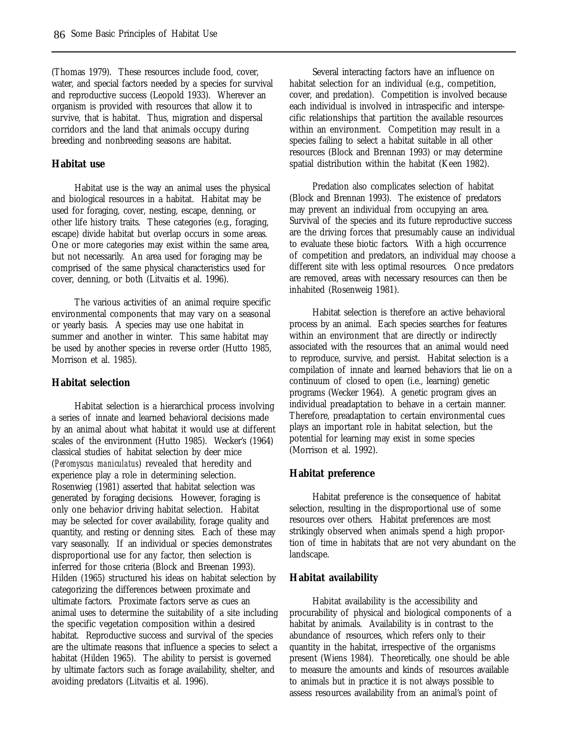(Thomas 1979). These resources include food, cover, water, and special factors needed by a species for survival and reproductive success (Leopold 1933). Wherever an organism is provided with resources that allow it to survive, that is habitat. Thus, migration and dispersal corridors and the land that animals occupy during breeding and nonbreeding seasons are habitat.

### Habitat use

Habitat use is the way an animal uses the physical and biological resources in a habitat. Habitat may be used for foraging, cover, nesting, escape, denning, or other life history traits. These categories (e.g., foraging, escape) divide habitat but overlap occurs in some areas. One or more categories may exist within the same area, but not necessarily. An area used for foraging may be comprised of the same physical characteristics used for cover, denning, or both (Litvaitis et al. 1996).

The various activities of an animal require specific environmental components that may vary on a seasonal or yearly basis. A species may use one habitat in summer and another in winter. This same habitat may be used by another species in reverse order (Hutto 1985, Morrison et al. 1985).

### Habitat selection

Habitat selection is a hierarchical process involving a series of innate and learned behavioral decisions made by an animal about what habitat it would use at different scales of the environment (Hutto 1985). Wecker's (1964) classical studies of habitat selection by deer mice (*Peromyscus maniculatus*) revealed that heredity and experience play a role in determining selection. Rosenwieg (1981) asserted that habitat selection was generated by foraging decisions. However, foraging is only one behavior driving habitat selection. Habitat may be selected for cover availability, forage quality and quantity, and resting or denning sites. Each of these may vary seasonally. If an individual or species demonstrates disproportional use for any factor, then selection is inferred for those criteria (Block and Breenan 1993). Hilden (1965) structured his ideas on habitat selection by categorizing the differences between proximate and ultimate factors. Proximate factors serve as cues an animal uses to determine the suitability of a site including the specific vegetation composition within a desired habitat. Reproductive success and survival of the species are the ultimate reasons that influence a species to select a habitat (Hilden 1965). The ability to persist is governed by ultimate factors such as forage availability, shelter, and avoiding predators (Litvaitis et al. 1996).

Several interacting factors have an influence on habitat selection for an individual (e.g., competition, cover, and predation). Competition is involved because each individual is involved in intraspecific and interspecific relationships that partition the available resources within an environment. Competition may result in a species failing to select a habitat suitable in all other resources (Block and Brennan 1993) or may determine spatial distribution within the habitat (Keen 1982).

Predation also complicates selection of habitat (Block and Brennan 1993). The existence of predators may prevent an individual from occupying an area. Survival of the species and its future reproductive success are the driving forces that presumably cause an individual to evaluate these biotic factors. With a high occurrence of competition and predators, an individual may choose a different site with less optimal resources. Once predators are removed, areas with necessary resources can then be inhabited (Rosenweig 1981).

Habitat selection is therefore an active behavioral process by an animal. Each species searches for features within an environment that are directly or indirectly associated with the resources that an animal would need to reproduce, survive, and persist. Habitat selection is a compilation of innate and learned behaviors that lie on a continuum of closed to open (i.e., learning) genetic programs (Wecker 1964). A genetic program gives an individual preadaptation to behave in a certain manner. Therefore, preadaptation to certain environmental cues plays an important role in habitat selection, but the potential for learning may exist in some species (Morrison et al. 1992).

### Habitat preference

Habitat preference is the consequence of habitat selection, resulting in the disproportional use of some resources over others. Habitat preferences are most strikingly observed when animals spend a high proportion of time in habitats that are not very abundant on the landscape.

### Habitat availability

Habitat availability is the accessibility and procurability of physical and biological components of a habitat by animals. Availability is in contrast to the abundance of resources, which refers only to their quantity in the habitat, irrespective of the organisms present (Wiens 1984). Theoretically, one should be able to measure the amounts and kinds of resources available to animals but in practice it is not always possible to assess resources availability from an animal's point of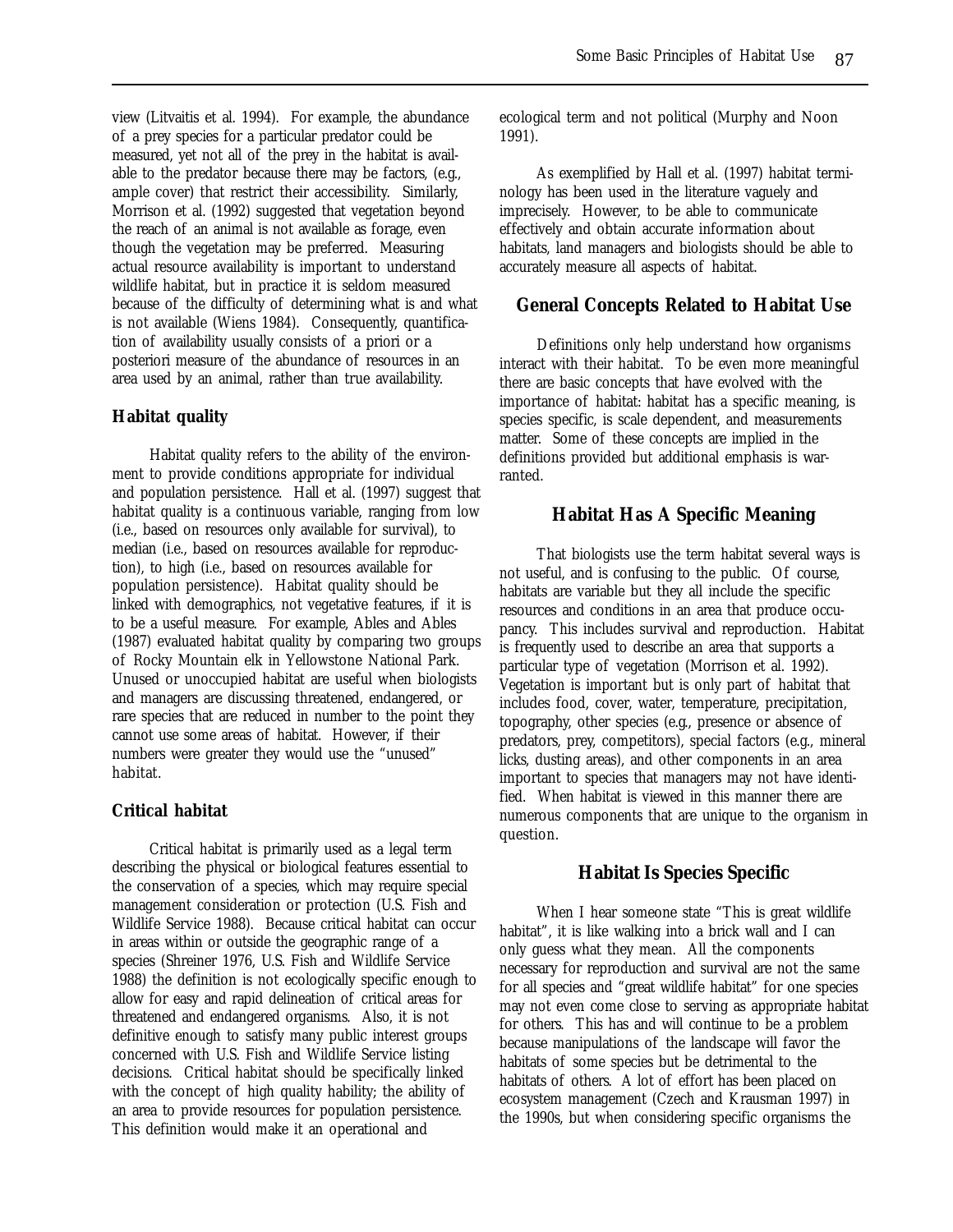view (Litvaitis et al. 1994). For example, the abundance of a prey species for a particular predator could be measured, yet not all of the prey in the habitat is available to the predator because there may be factors, (e.g., ample cover) that restrict their accessibility. Similarly, Morrison et al. (1992) suggested that vegetation beyond the reach of an animal is not available as forage, even though the vegetation may be preferred. Measuring actual resource availability is important to understand wildlife habitat, but in practice it is seldom measured because of the difficulty of determining what is and what is not available (Wiens 1984). Consequently, quantification of availability usually consists of a priori or a posteriori measure of the abundance of resources in an area used by an animal, rather than true availability.

### Habitat quality

Habitat quality refers to the ability of the environment to provide conditions appropriate for individual and population persistence. Hall et al. (1997) suggest that habitat quality is a continuous variable, ranging from low (i.e., based on resources only available for survival), to median (i.e., based on resources available for reproduction), to high (i.e., based on resources available for population persistence). Habitat quality should be linked with demographics, not vegetative features, if it is to be a useful measure. For example, Ables and Ables (1987) evaluated habitat quality by comparing two groups of Rocky Mountain elk in Yellowstone National Park. Unused or unoccupied habitat are useful when biologists and managers are discussing threatened, endangered, or rare species that are reduced in number to the point they cannot use some areas of habitat. However, if their numbers were greater they would use the "unused" habitat.

### Critical habitat

Critical habitat is primarily used as a legal term describing the physical or biological features essential to the conservation of a species, which may require special management consideration or protection (U.S. Fish and Wildlife Service 1988). Because critical habitat can occur in areas within or outside the geographic range of a species (Shreiner 1976, U.S. Fish and Wildlife Service 1988) the definition is not ecologically specific enough to allow for easy and rapid delineation of critical areas for threatened and endangered organisms. Also, it is not definitive enough to satisfy many public interest groups concerned with U.S. Fish and Wildlife Service listing decisions. Critical habitat should be specifically linked with the concept of high quality hability; the ability of an area to provide resources for population persistence. This definition would make it an operational and ecological term and not political (Murphy and Noon 1991).

As exemplified by Hall et al. (1997) habitat terminology has been used in the literature vaguely and imprecisely. However, to be able to communicate effectively and obtain accurate information about habitats, land managers and biologists should be able to accurately measure all aspects of habitat.

## General Concepts Related to Habitat Use

Definitions only help understand how organisms interact with their habitat. To be even more meaningful there are basic concepts that have evolved with the importance of habitat: habitat has a specific meaning, is species specific, is scale dependent, and measurements matter. Some of these concepts are implied in the definitions provided but additional emphasis is warranted.

## Habitat Has A Specific Meaning

That biologists use the term habitat several ways is not useful, and is confusing to the public. Of course, habitats are variable but they all include the specific resources and conditions in an area that produce occupancy. This includes survival and reproduction. Habitat is frequently used to describe an area that supports a particular type of vegetation (Morrison et al. 1992). Vegetation is important but is only part of habitat that includes food, cover, water, temperature, precipitation, topography, other species (e.g., presence or absence of predators, prey, competitors), special factors (e.g., mineral licks, dusting areas), and other components in an area important to species that managers may not have identified. When habitat is viewed in this manner there are numerous components that are unique to the organism in question.

## Habitat Is Species Specific

When I hear someone state "This is great wildlife habitat", it is like walking into a brick wall and I can only guess what they mean. All the components necessary for reproduction and survival are not the same for all species and "great wildlife habitat" for one species may not even come close to serving as appropriate habitat for others. This has and will continue to be a problem because manipulations of the landscape will favor the habitats of some species but be detrimental to the habitats of others. A lot of effort has been placed on ecosystem management (Czech and Krausman 1997) in the 1990s, but when considering specific organisms the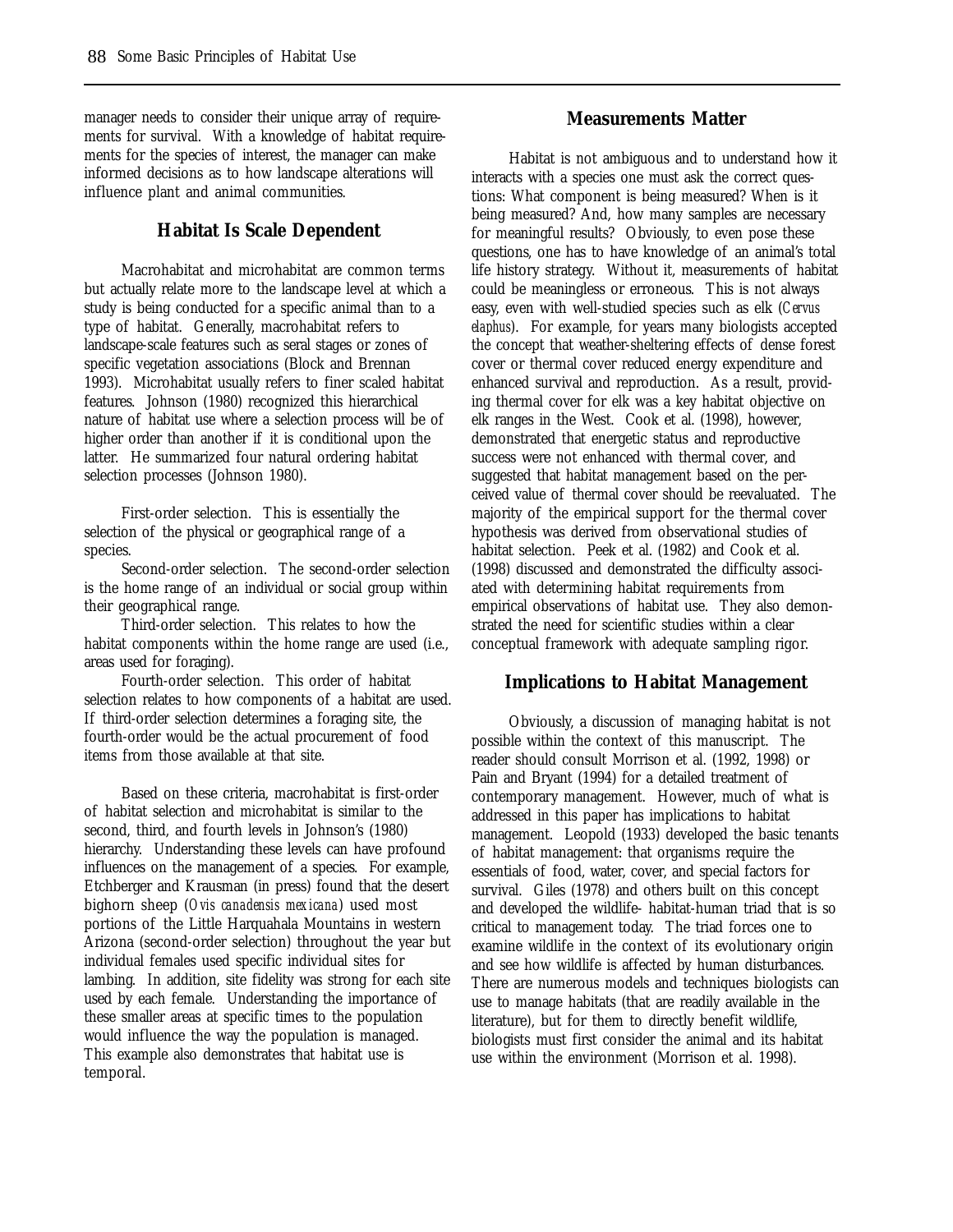manager needs to consider their unique array of requirements for survival. With a knowledge of habitat requirements for the species of interest, the manager can make informed decisions as to how landscape alterations will influence plant and animal communities.

## Habitat Is Scale Dependent

Macrohabitat and microhabitat are common terms but actually relate more to the landscape level at which a study is being conducted for a specific animal than to a type of habitat. Generally, macrohabitat refers to landscape-scale features such as seral stages or zones of specific vegetation associations (Block and Brennan 1993). Microhabitat usually refers to finer scaled habitat features. Johnson (1980) recognized this hierarchical nature of habitat use where a selection process will be of higher order than another if it is conditional upon the latter. He summarized four natural ordering habitat selection processes (Johnson 1980).

First-order selection. This is essentially the selection of the physical or geographical range of a species.

Second-order selection. The second-order selection is the home range of an individual or social group within their geographical range.

Third-order selection. This relates to how the habitat components within the home range are used (i.e., areas used for foraging).

Fourth-order selection. This order of habitat selection relates to how components of a habitat are used. If third-order selection determines a foraging site, the fourth-order would be the actual procurement of food items from those available at that site.

Based on these criteria, macrohabitat is first-order of habitat selection and microhabitat is similar to the second, third, and fourth levels in Johnson's (1980) hierarchy. Understanding these levels can have profound influences on the management of a species. For example, Etchberger and Krausman (in press) found that the desert bighorn sheep (*Ovis canadensis mexicana*) used most portions of the Little Harquahala Mountains in western Arizona (second-order selection) throughout the year but individual females used specific individual sites for lambing. In addition, site fidelity was strong for each site used by each female. Understanding the importance of these smaller areas at specific times to the population would influence the way the population is managed. This example also demonstrates that habitat use is temporal.

## Measurements Matter

Habitat is not ambiguous and to understand how it interacts with a species one must ask the correct questions: What component is being measured? When is it being measured? And, how many samples are necessary for meaningful results? Obviously, to even pose these questions, one has to have knowledge of an animal's total life history strategy. Without it, measurements of habitat could be meaningless or erroneous. This is not always easy, even with well-studied species such as elk (*Cervus elaphus*). For example, for years many biologists accepted the concept that weather-sheltering effects of dense forest cover or thermal cover reduced energy expenditure and enhanced survival and reproduction. As a result, providing thermal cover for elk was a key habitat objective on elk ranges in the West. Cook et al. (1998), however, demonstrated that energetic status and reproductive success were not enhanced with thermal cover, and suggested that habitat management based on the perceived value of thermal cover should be reevaluated. The majority of the empirical support for the thermal cover hypothesis was derived from observational studies of habitat selection. Peek et al. (1982) and Cook et al. (1998) discussed and demonstrated the difficulty associated with determining habitat requirements from empirical observations of habitat use. They also demonstrated the need for scientific studies within a clear conceptual framework with adequate sampling rigor.

## Implications to Habitat Management

Obviously, a discussion of managing habitat is not possible within the context of this manuscript. The reader should consult Morrison et al. (1992, 1998) or Pain and Bryant (1994) for a detailed treatment of contemporary management. However, much of what is addressed in this paper has implications to habitat management. Leopold (1933) developed the basic tenants of habitat management: that organisms require the essentials of food, water, cover, and special factors for survival. Giles (1978) and others built on this concept and developed the wildlife- habitat-human triad that is so critical to management today. The triad forces one to examine wildlife in the context of its evolutionary origin and see how wildlife is affected by human disturbances. There are numerous models and techniques biologists can use to manage habitats (that are readily available in the literature), but for them to directly benefit wildlife, biologists must first consider the animal and its habitat use within the environment (Morrison et al. 1998).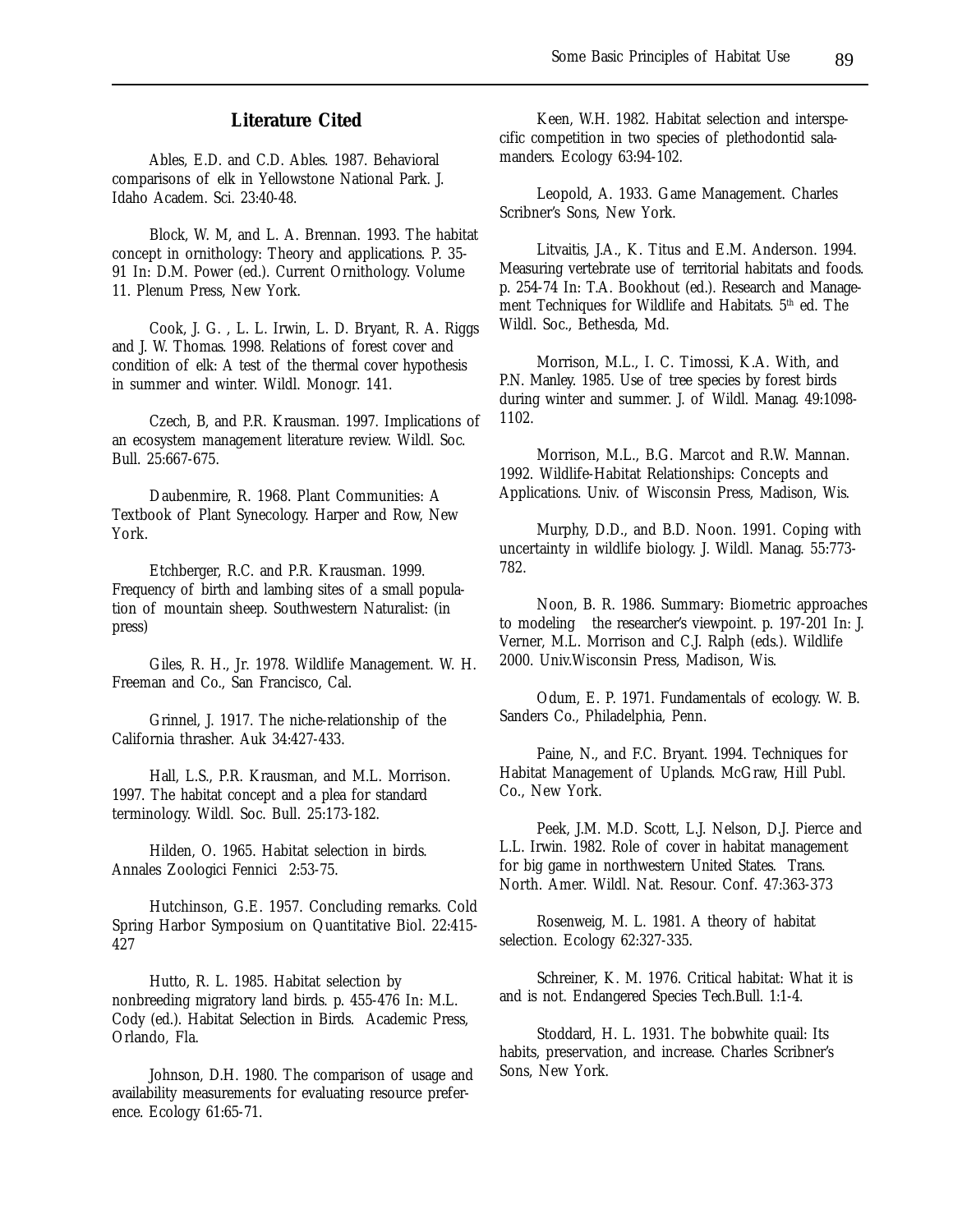## Literature Cited

Ables, E.D. and C.D. Ables. 1987. Behavioral comparisons of elk in Yellowstone National Park. J. Idaho Academ. Sci. 23:40-48.

Block, W. M, and L. A. Brennan. 1993. The habitat concept in ornithology: Theory and applications. P. 35-91 In: D.M. Power (ed.). Current Ornithology. Volume 11. Plenum Press, New York.

Cook, J. G. , L. L. Irwin, L. D. Bryant, R. A. Riggs and J. W. Thomas. 1998. Relations of forest cover and condition of elk: A test of the thermal cover hypothesis in summer and winter. Wildl. Monogr. 141.

Czech, B, and P.R. Krausman. 1997. Implications of an ecosystem management literature review. Wildl. Soc. Bull. 25:667-675.

Daubenmire, R. 1968. Plant Communities: A Textbook of Plant Synecology. Harper and Row, New York.

Etchberger, R.C. and P.R. Krausman. 1999. Frequency of birth and lambing sites of a small population of mountain sheep. Southwestern Naturalist: (in press)

Giles, R. H., Jr. 1978. Wildlife Management. W. H. Freeman and Co., San Francisco, Cal.

Grinnel, J. 1917. The niche-relationship of the California thrasher. Auk 34:427-433.

Hall, L.S., P.R. Krausman, and M.L. Morrison. 1997. The habitat concept and a plea for standard terminology. Wildl. Soc. Bull. 25:173-182.

Hilden, O. 1965. Habitat selection in birds. Annales Zoologici Fennici 2:53-75.

Hutchinson, G.E. 1957. Concluding remarks. Cold Spring Harbor Symposium on Quantitative Biol. 22:415-427

Hutto, R. L. 1985. Habitat selection by nonbreeding migratory land birds. p. 455-476 In: M.L. Cody (ed.). Habitat Selection in Birds. Academic Press, Orlando, Fla.

Johnson, D.H. 1980. The comparison of usage and availability measurements for evaluating resource preference. Ecology 61:65-71.

Keen, W.H. 1982. Habitat selection and interspecific competition in two species of plethodontid salamanders. Ecology 63:94-102.

Leopold, A. 1933. Game Management. Charles Scribner's Sons, New York.

Litvaitis, J.A., K. Titus and E.M. Anderson. 1994. Measuring vertebrate use of territorial habitats and foods. p. 254-74 In: T.A. Bookhout (ed.). Research and Management Techniques for Wildlife and Habitats. 5th ed. The Wildl. Soc., Bethesda, Md.

Morrison, M.L., I. C. Timossi, K.A. With, and P.N. Manley. 1985. Use of tree species by forest birds during winter and summer. J. of Wildl. Manag. 49:1098-1102.

Morrison, M.L., B.G. Marcot and R.W. Mannan. 1992. Wildlife-Habitat Relationships: Concepts and Applications. Univ. of Wisconsin Press, Madison, Wis.

Murphy, D.D., and B.D. Noon. 1991. Coping with uncertainty in wildlife biology. J. Wildl. Manag. 55:773-782.

Noon, B. R. 1986. Summary: Biometric approaches to modeling the researcher's viewpoint. p. 197-201 In: J. Verner, M.L. Morrison and C.J. Ralph (eds.). Wildlife 2000. Univ.Wisconsin Press, Madison, Wis.

Odum, E. P. 1971. Fundamentals of ecology. W. B. Sanders Co., Philadelphia, Penn.

Paine, N., and F.C. Bryant. 1994. Techniques for Habitat Management of Uplands. McGraw, Hill Publ. Co., New York.

Peek, J.M. M.D. Scott, L.J. Nelson, D.J. Pierce and L.L. Irwin. 1982. Role of cover in habitat management for big game in northwestern United States. Trans. North. Amer. Wildl. Nat. Resour. Conf. 47:363-373

Rosenweig, M. L. 1981. A theory of habitat selection. Ecology 62:327-335.

Schreiner, K. M. 1976. Critical habitat: What it is and is not. Endangered Species Tech.Bull. 1:1-4.

Stoddard, H. L. 1931. The bobwhite quail: Its habits, preservation, and increase. Charles Scribner's Sons, New York.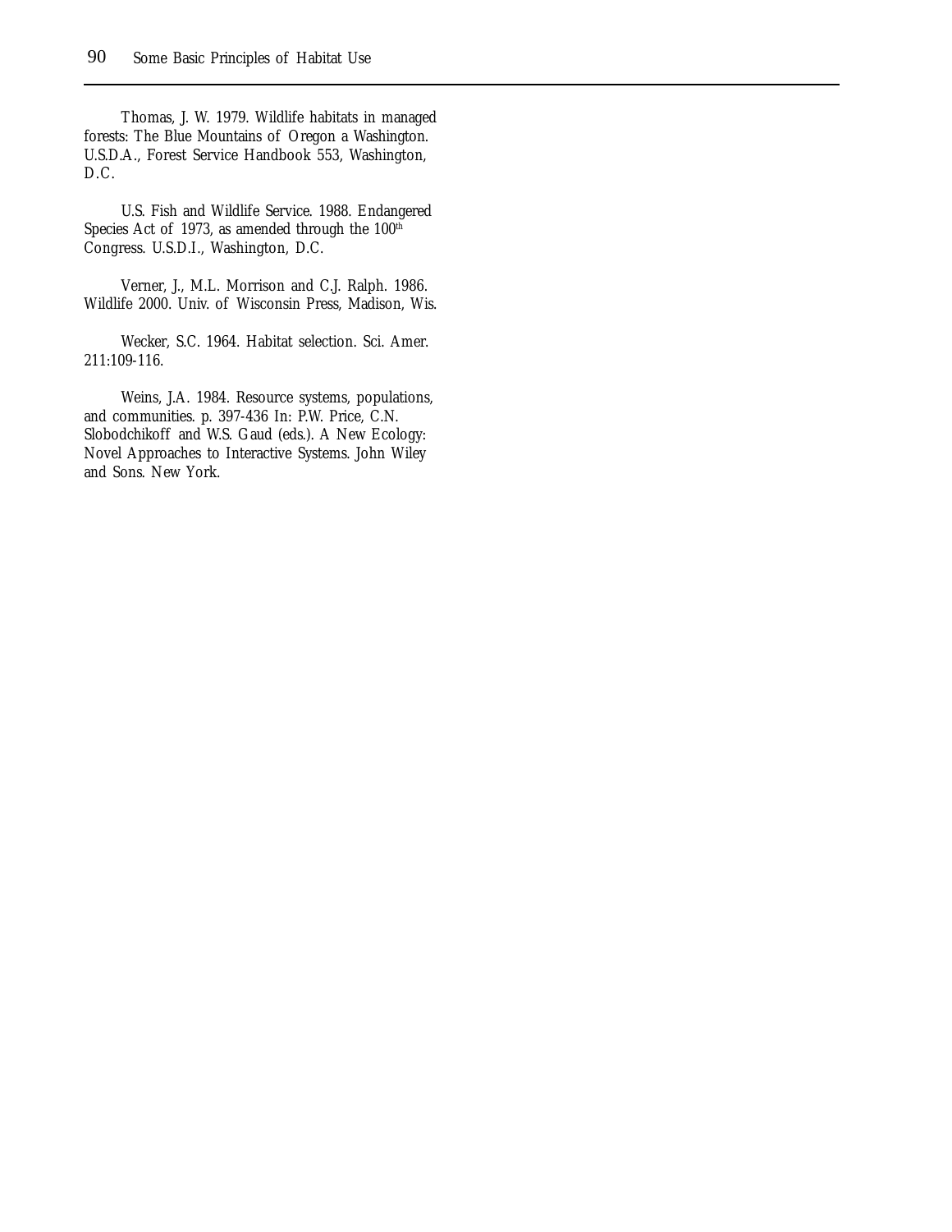Thomas, J. W. 1979. Wildlife habitats in managed forests: The Blue Mountains of Oregon a Washington. U.S.D.A., Forest Service Handbook 553, Washington, D.C.

U.S. Fish and Wildlife Service. 1988. Endangered Species Act of 1973, as amended through the 100th Congress. U.S.D.I., Washington, D.C.

Verner, J., M.L. Morrison and C.J. Ralph. 1986. Wildlife 2000. Univ. of Wisconsin Press, Madison, Wis.

Wecker, S.C. 1964. Habitat selection. Sci. Amer. 211:109-116.

Weins, J.A. 1984. Resource systems, populations, and communities. p. 397-436 In: P.W. Price, C.N. Slobodchikoff and W.S. Gaud (eds.). A New Ecology: Novel Approaches to Interactive Systems. John Wiley and Sons. New York.